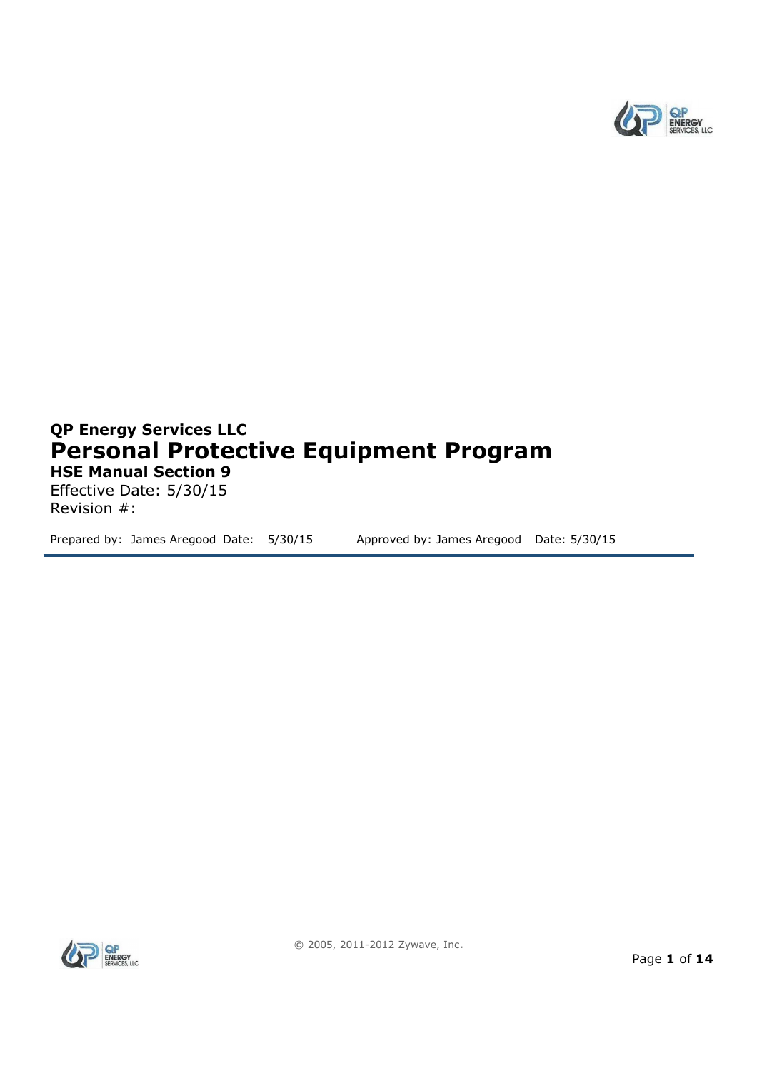**QP Energy Services LLC**

# Personal Protective Equipment Program

**HSE Manual Section 9**

Effective Date: 5/30/15

Revision #:

Prepared by: James Aregood Date: 5/30/15 Approved by: James Aregood Date: 5/30/15

© 2005, 2011-2012 Zywave, Inc.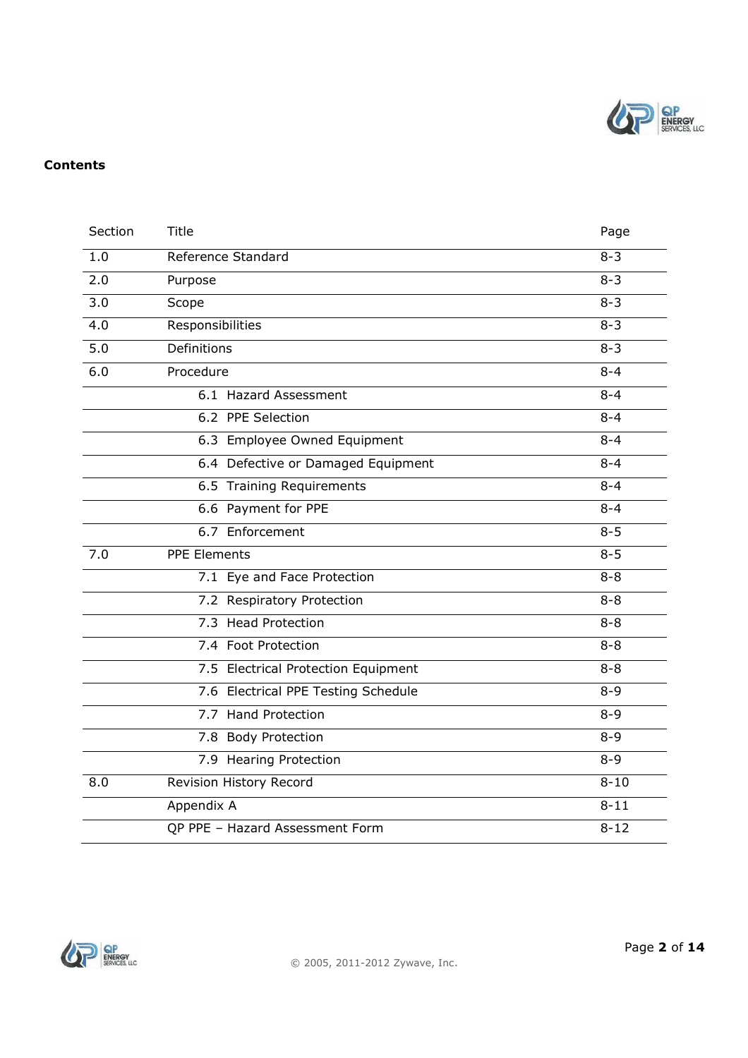**Contents**

| Section | Title | Page |
|---|---|---|
| 1.0 | Reference Standard | 8-3 |
| 2.0 | Purpose | 8-3 |
| 3.0 | Scope | 8-3 |
| 4.0 | Responsibilities | 8-3 |
| 5.0 | Definitions | 8-3 |
| 6.0 | Procedure | 8-4 |
| | 6.1 Hazard Assessment | 8-4 |
| | 6.2 PPE Selection | 8-4 |
| | 6.3 Employee Owned Equipment | 8-4 |
| | 6.4 Defective or Damaged Equipment | 8-4 |
| | 6.5 Training Requirements | 8-4 |
| | 6.6 Payment for PPE | 8-4 |
| | 6.7 Enforcement | 8-5 |
| 7.0 | PPE Elements | 8-5 |
| | 7.1 Eye and Face Protection | 8-8 |
| | 7.2 Respiratory Protection | 8-8 |
| | 7.3 Head Protection | 8-8 |
| | 7.4 Foot Protection | 8-8 |
| | 7.5 Electrical Protection Equipment | 8-8 |
| | 7.6 Electrical PPE Testing Schedule | 8-9 |
| | 7.7 Hand Protection | 8-9 |
| | 7.8 Body Protection | 8-9 |
| | 7.9 Hearing Protection | 8-9 |
| 8.0 | Revision History Record | 8-10 |
| | Appendix A | 8-11 |
| | QP PPE – Hazard Assessment Form | 8-12 |

© 2005, 2011-2012 Zywave, Inc.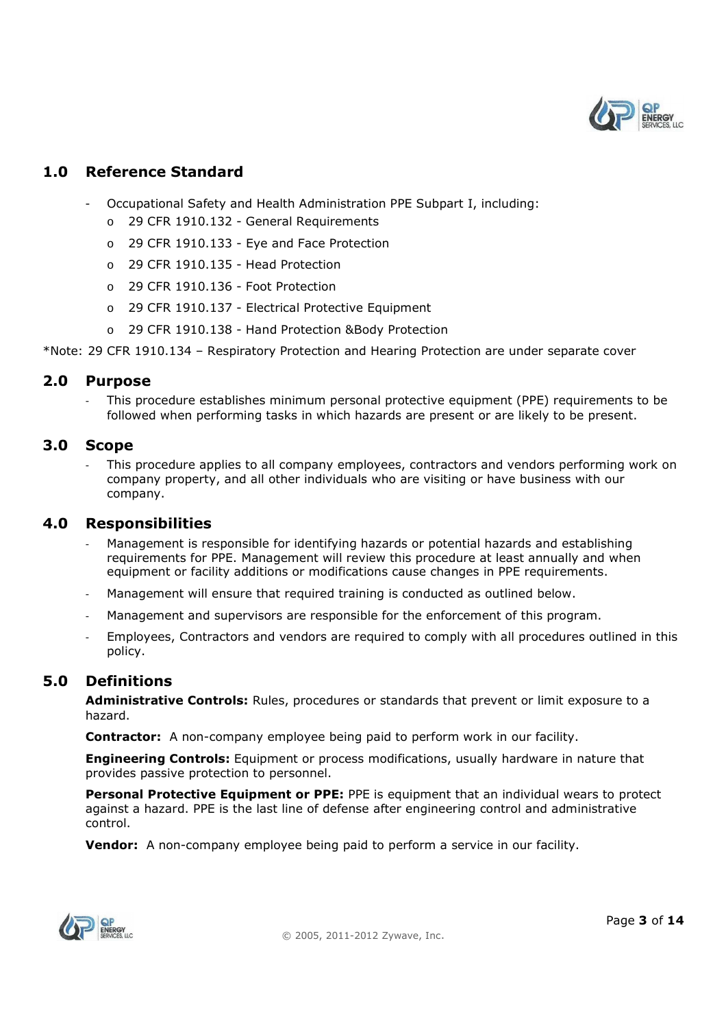## 1.0 Reference Standard

- Occupational Safety and Health Administration PPE Subpart I, including:
  - 29 CFR 1910.132 - General Requirements
  - 29 CFR 1910.133 - Eye and Face Protection
  - 29 CFR 1910.135 - Head Protection
  - 29 CFR 1910.136 - Foot Protection
  - 29 CFR 1910.137 - Electrical Protective Equipment
  - 29 CFR 1910.138 - Hand Protection &Body Protection

*Note: 29 CFR 1910.134 – Respiratory Protection and Hearing Protection are under separate cover

## 2.0 Purpose

- This procedure establishes minimum personal protective equipment (PPE) requirements to be followed when performing tasks in which hazards are present or are likely to be present.

## 3.0 Scope

- This procedure applies to all company employees, contractors and vendors performing work on company property, and all other individuals who are visiting or have business with our company.

## 4.0 Responsibilities

- Management is responsible for identifying hazards or potential hazards and establishing requirements for PPE. Management will review this procedure at least annually and when equipment or facility additions or modifications cause changes in PPE requirements.
- Management will ensure that required training is conducted as outlined below.
- Management and supervisors are responsible for the enforcement of this program.
- Employees, Contractors and vendors are required to comply with all procedures outlined in this policy.

## 5.0 Definitions

**Administrative Controls:** Rules, procedures or standards that prevent or limit exposure to a hazard.

**Contractor:** A non-company employee being paid to perform work in our facility.

**Engineering Controls:** Equipment or process modifications, usually hardware in nature that provides passive protection to personnel.

**Personal Protective Equipment or PPE:** PPE is equipment that an individual wears to protect against a hazard. PPE is the last line of defense after engineering control and administrative control.

**Vendor:** A non-company employee being paid to perform a service in our facility.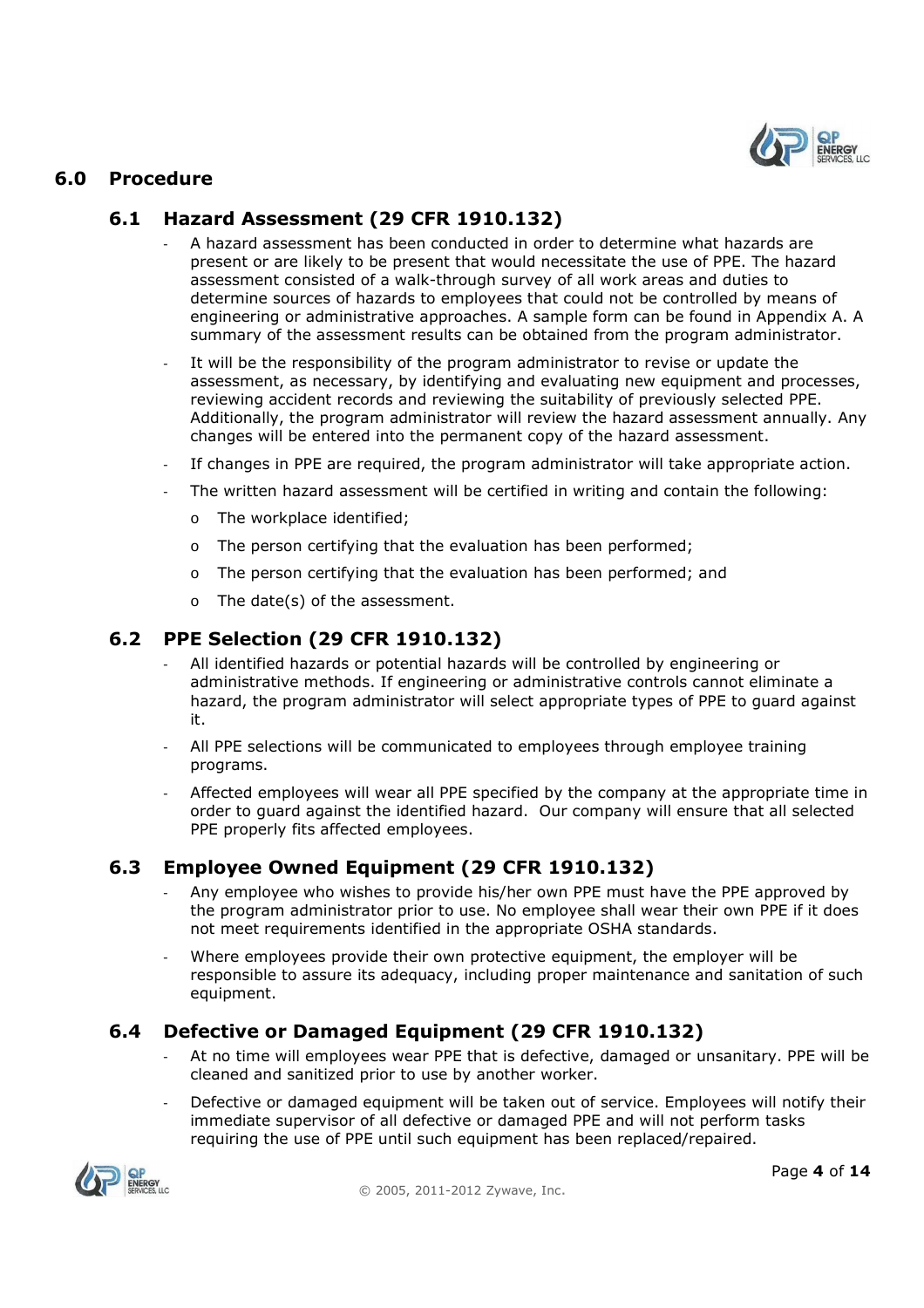## 6.0 Procedure

### 6.1 Hazard Assessment (29 CFR 1910.132)

- A hazard assessment has been conducted in order to determine what hazards are present or are likely to be present that would necessitate the use of PPE. The hazard assessment consisted of a walk-through survey of all work areas and duties to determine sources of hazards to employees that could not be controlled by means of engineering or administrative approaches. A sample form can be found in Appendix A. A summary of the assessment results can be obtained from the program administrator.
- It will be the responsibility of the program administrator to revise or update the assessment, as necessary, by identifying and evaluating new equipment and processes, reviewing accident records and reviewing the suitability of previously selected PPE. Additionally, the program administrator will review the hazard assessment annually. Any changes will be entered into the permanent copy of the hazard assessment.
- If changes in PPE are required, the program administrator will take appropriate action.
- The written hazard assessment will be certified in writing and contain the following:
  - The workplace identified;
  - The person certifying that the evaluation has been performed;
  - The person certifying that the evaluation has been performed; and
  - The date(s) of the assessment.

### 6.2 PPE Selection (29 CFR 1910.132)

- All identified hazards or potential hazards will be controlled by engineering or administrative methods. If engineering or administrative controls cannot eliminate a hazard, the program administrator will select appropriate types of PPE to guard against it.
- All PPE selections will be communicated to employees through employee training programs.
- Affected employees will wear all PPE specified by the company at the appropriate time in order to guard against the identified hazard. Our company will ensure that all selected PPE properly fits affected employees.

### 6.3 Employee Owned Equipment (29 CFR 1910.132)

- Any employee who wishes to provide his/her own PPE must have the PPE approved by the program administrator prior to use. No employee shall wear their own PPE if it does not meet requirements identified in the appropriate OSHA standards.
- Where employees provide their own protective equipment, the employer will be responsible to assure its adequacy, including proper maintenance and sanitation of such equipment.

### 6.4 Defective or Damaged Equipment (29 CFR 1910.132)

- At no time will employees wear PPE that is defective, damaged or unsanitary. PPE will be cleaned and sanitized prior to use by another worker.
- Defective or damaged equipment will be taken out of service. Employees will notify their immediate supervisor of all defective or damaged PPE and will not perform tasks requiring the use of PPE until such equipment has been replaced/repaired.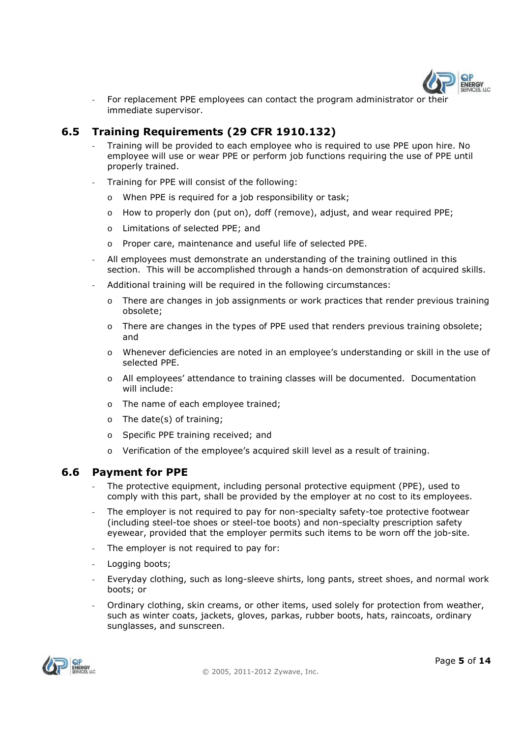- For replacement PPE employees can contact the program administrator or their immediate supervisor.

## 6.5 Training Requirements (29 CFR 1910.132)

- Training will be provided to each employee who is required to use PPE upon hire. No employee will use or wear PPE or perform job functions requiring the use of PPE until properly trained.
- Training for PPE will consist of the following:
  - When PPE is required for a job responsibility or task;
  - How to properly don (put on), doff (remove), adjust, and wear required PPE;
  - Limitations of selected PPE; and
  - Proper care, maintenance and useful life of selected PPE.
- All employees must demonstrate an understanding of the training outlined in this section. This will be accomplished through a hands-on demonstration of acquired skills.
- Additional training will be required in the following circumstances:
  - There are changes in job assignments or work practices that render previous training obsolete;
  - There are changes in the types of PPE used that renders previous training obsolete; and
  - Whenever deficiencies are noted in an employee's understanding or skill in the use of selected PPE.
  - All employees' attendance to training classes will be documented. Documentation will include:
  - The name of each employee trained;
  - The date(s) of training;
  - Specific PPE training received; and
  - Verification of the employee's acquired skill level as a result of training.

## 6.6 Payment for PPE

- The protective equipment, including personal protective equipment (PPE), used to comply with this part, shall be provided by the employer at no cost to its employees.
- The employer is not required to pay for non-specialty safety-toe protective footwear (including steel-toe shoes or steel-toe boots) and non-specialty prescription safety eyewear, provided that the employer permits such items to be worn off the job-site.
- The employer is not required to pay for:
- Logging boots;
- Everyday clothing, such as long-sleeve shirts, long pants, street shoes, and normal work boots; or
- Ordinary clothing, skin creams, or other items, used solely for protection from weather, such as winter coats, jackets, gloves, parkas, rubber boots, hats, raincoats, ordinary sunglasses, and sunscreen.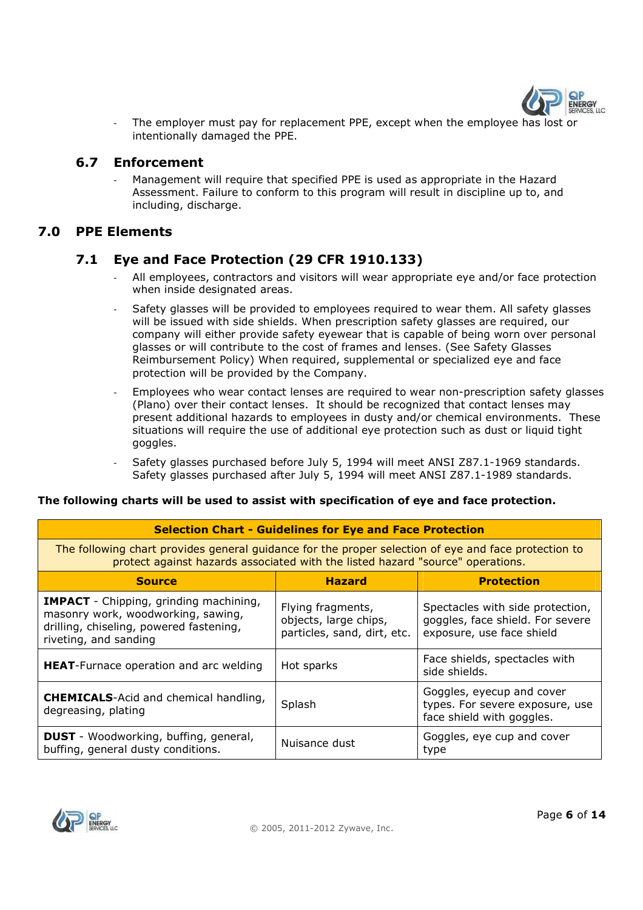- The employer must pay for replacement PPE, except when the employee has lost or intentionally damaged the PPE.

### 6.7 Enforcement

- Management will require that specified PPE is used as appropriate in the Hazard Assessment. Failure to conform to this program will result in discipline up to, and including, discharge.

## 7.0 PPE Elements

### 7.1 Eye and Face Protection (29 CFR 1910.133)

- All employees, contractors and visitors will wear appropriate eye and/or face protection when inside designated areas.
- Safety glasses will be provided to employees required to wear them. All safety glasses will be issued with side shields. When prescription safety glasses are required, our company will either provide safety eyewear that is capable of being worn over personal glasses or will contribute to the cost of frames and lenses. (See Safety Glasses Reimbursement Policy) When required, supplemental or specialized eye and face protection will be provided by the Company.
- Employees who wear contact lenses are required to wear non-prescription safety glasses (Plano) over their contact lenses. It should be recognized that contact lenses may present additional hazards to employees in dusty and/or chemical environments. These situations will require the use of additional eye protection such as dust or liquid tight goggles.
- Safety glasses purchased before July 5, 1994 will meet ANSI Z87.1-1969 standards. Safety glasses purchased after July 5, 1994 will meet ANSI Z87.1-1989 standards.

**The following charts will be used to assist with specification of eye and face protection.**

| **Selection Chart - Guidelines for Eye and Face Protection** | | |
|---|---|---|
| The following chart provides general guidance for the proper selection of eye and face protection to protect against hazards associated with the listed hazard "source" operations. | | |
| **Source** | **Hazard** | **Protection** |
| **IMPACT** - Chipping, grinding machining, masonry work, woodworking, sawing, drilling, chiseling, powered fastening, riveting, and sanding | Flying fragments, objects, large chips, particles, sand, dirt, etc. | Spectacles with side protection, goggles, face shield. For severe exposure, use face shield |
| **HEAT**-Furnace operation and arc welding | Hot sparks | Face shields, spectacles with side shields. |
| **CHEMICALS**-Acid and chemical handling, degreasing, plating | Splash | Goggles, eyecup and cover types. For severe exposure, use face shield with goggles. |
| **DUST** - Woodworking, buffing, general, buffing, general dusty conditions. | Nuisance dust | Goggles, eye cup and cover type |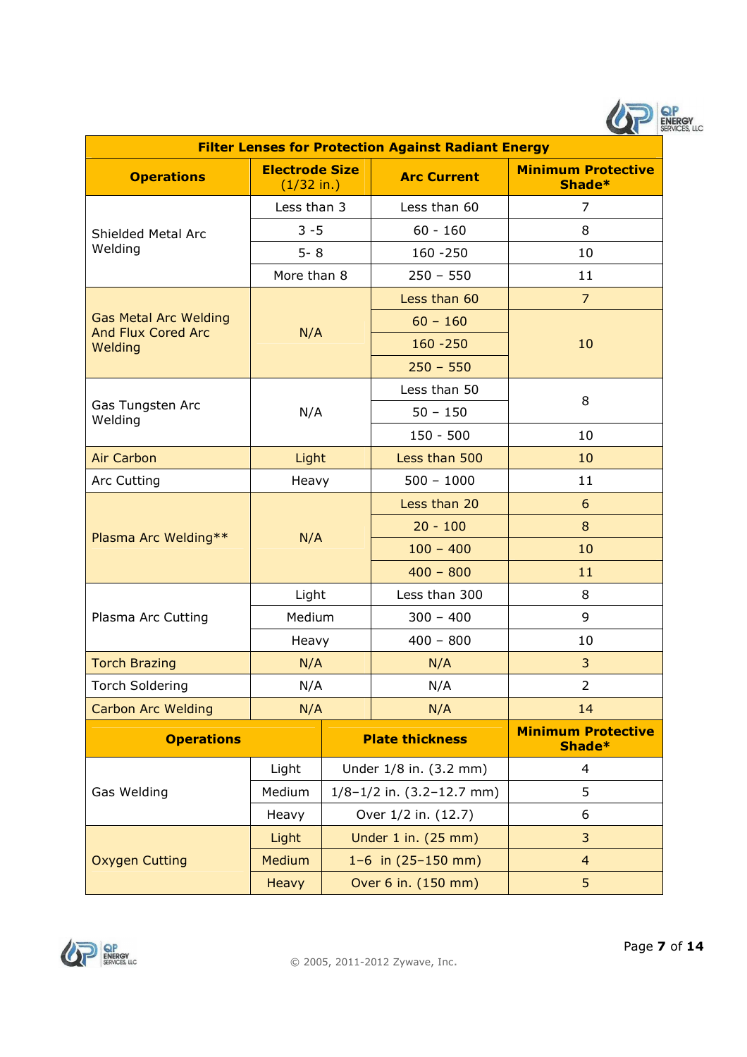| Filter Lenses for Protection Against Radiant Energy | | | |
|---|---|---|---|
| **Operations** | **Electrode Size (1/32 in.)** | **Arc Current** | **Minimum Protective Shade*** |
| Shielded Metal Arc Welding | Less than 3 | Less than 60 | 7 |
| | 3 -5 | 60 - 160 | 8 |
| | 5- 8 | 160 -250 | 10 |
| | More than 8 | 250 – 550 | 11 |
| Gas Metal Arc Welding And Flux Cored Arc Welding | N/A | Less than 60 | 7 |
| | | 60 – 160 | 10 |
| | | 160 -250 | |
| | | 250 – 550 | |
| Gas Tungsten Arc Welding | N/A | Less than 50 | 8 |
| | | 50 – 150 | |
| | | 150 - 500 | 10 |
| Air Carbon | Light | Less than 500 | 10 |
| Arc Cutting | Heavy | 500 – 1000 | 11 |
| Plasma Arc Welding** | N/A | Less than 20 | 6 |
| | | 20 - 100 | 8 |
| | | 100 – 400 | 10 |
| | | 400 – 800 | 11 |
| Plasma Arc Cutting | Light | Less than 300 | 8 |
| | Medium | 300 – 400 | 9 |
| | Heavy | 400 – 800 | 10 |
| Torch Brazing | N/A | N/A | 3 |
| Torch Soldering | N/A | N/A | 2 |
| Carbon Arc Welding | N/A | N/A | 14 |

| **Operations** | | **Plate thickness** | **Minimum Protective Shade*** |
|---|---|---|---|
| Gas Welding | Light | Under 1/8 in. (3.2 mm) | 4 |
| | Medium | 1/8–1/2 in. (3.2–12.7 mm) | 5 |
| | Heavy | Over 1/2 in. (12.7) | 6 |
| Oxygen Cutting | Light | Under 1 in. (25 mm) | 3 |
| | Medium | 1–6 in (25–150 mm) | 4 |
| | Heavy | Over 6 in. (150 mm) | 5 |

© 2005, 2011-2012 Zywave, Inc.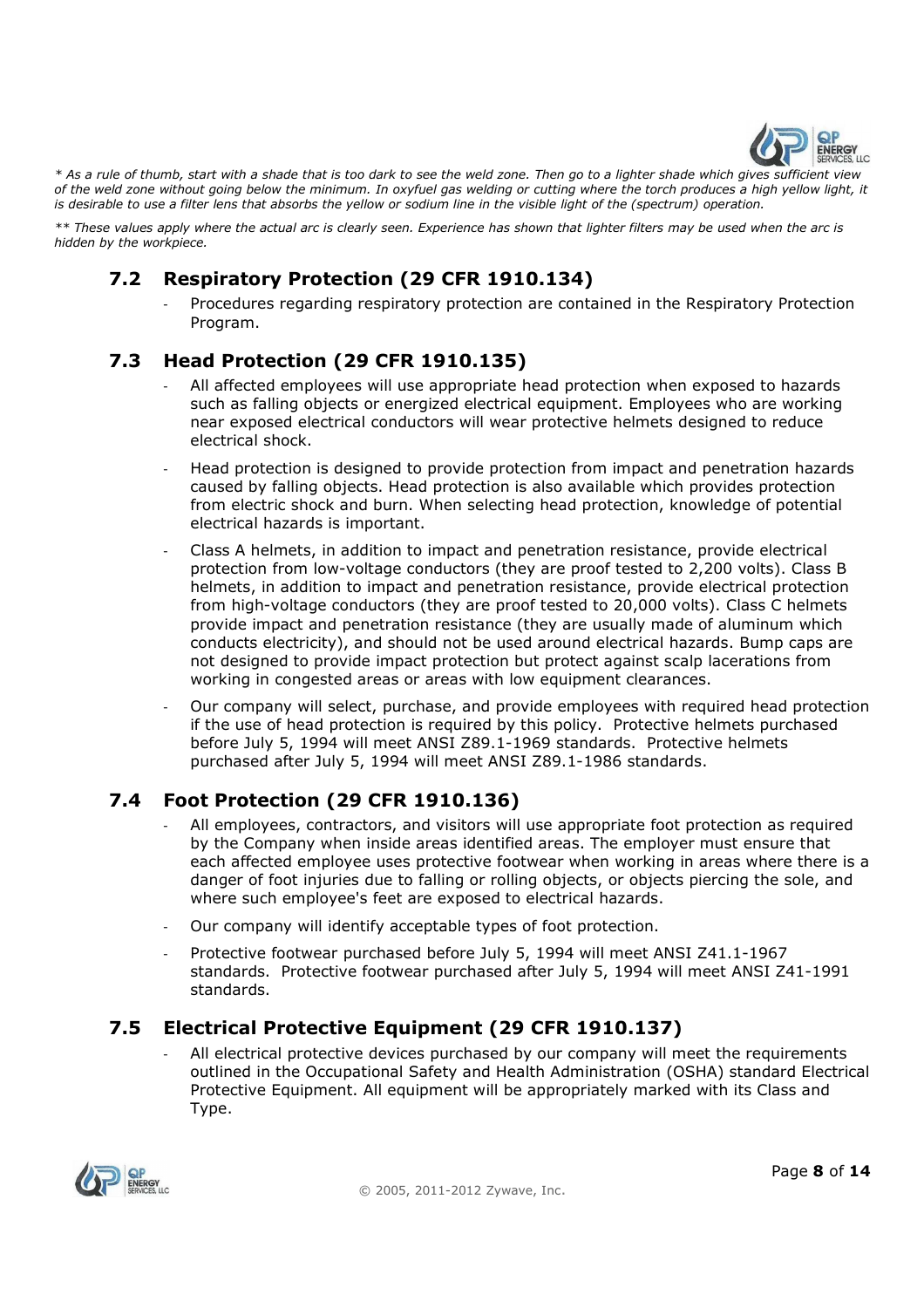*\* As a rule of thumb, start with a shade that is too dark to see the weld zone. Then go to a lighter shade which gives sufficient view of the weld zone without going below the minimum. In oxyfuel gas welding or cutting where the torch produces a high yellow light, it is desirable to use a filter lens that absorbs the yellow or sodium line in the visible light of the (spectrum) operation.*

*\*\* These values apply where the actual arc is clearly seen. Experience has shown that lighter filters may be used when the arc is hidden by the workpiece.*

## 7.2 Respiratory Protection (29 CFR 1910.134)

- Procedures regarding respiratory protection are contained in the Respiratory Protection Program.

## 7.3 Head Protection (29 CFR 1910.135)

- All affected employees will use appropriate head protection when exposed to hazards such as falling objects or energized electrical equipment. Employees who are working near exposed electrical conductors will wear protective helmets designed to reduce electrical shock.
- Head protection is designed to provide protection from impact and penetration hazards caused by falling objects. Head protection is also available which provides protection from electric shock and burn. When selecting head protection, knowledge of potential electrical hazards is important.
- Class A helmets, in addition to impact and penetration resistance, provide electrical protection from low-voltage conductors (they are proof tested to 2,200 volts). Class B helmets, in addition to impact and penetration resistance, provide electrical protection from high-voltage conductors (they are proof tested to 20,000 volts). Class C helmets provide impact and penetration resistance (they are usually made of aluminum which conducts electricity), and should not be used around electrical hazards. Bump caps are not designed to provide impact protection but protect against scalp lacerations from working in congested areas or areas with low equipment clearances.
- Our company will select, purchase, and provide employees with required head protection if the use of head protection is required by this policy. Protective helmets purchased before July 5, 1994 will meet ANSI Z89.1-1969 standards. Protective helmets purchased after July 5, 1994 will meet ANSI Z89.1-1986 standards.

## 7.4 Foot Protection (29 CFR 1910.136)

- All employees, contractors, and visitors will use appropriate foot protection as required by the Company when inside areas identified areas. The employer must ensure that each affected employee uses protective footwear when working in areas where there is a danger of foot injuries due to falling or rolling objects, or objects piercing the sole, and where such employee's feet are exposed to electrical hazards.
- Our company will identify acceptable types of foot protection.
- Protective footwear purchased before July 5, 1994 will meet ANSI Z41.1-1967 standards. Protective footwear purchased after July 5, 1994 will meet ANSI Z41-1991 standards.

## 7.5 Electrical Protective Equipment (29 CFR 1910.137)

- All electrical protective devices purchased by our company will meet the requirements outlined in the Occupational Safety and Health Administration (OSHA) standard Electrical Protective Equipment. All equipment will be appropriately marked with its Class and Type.

© 2005, 2011-2012 Zywave, Inc.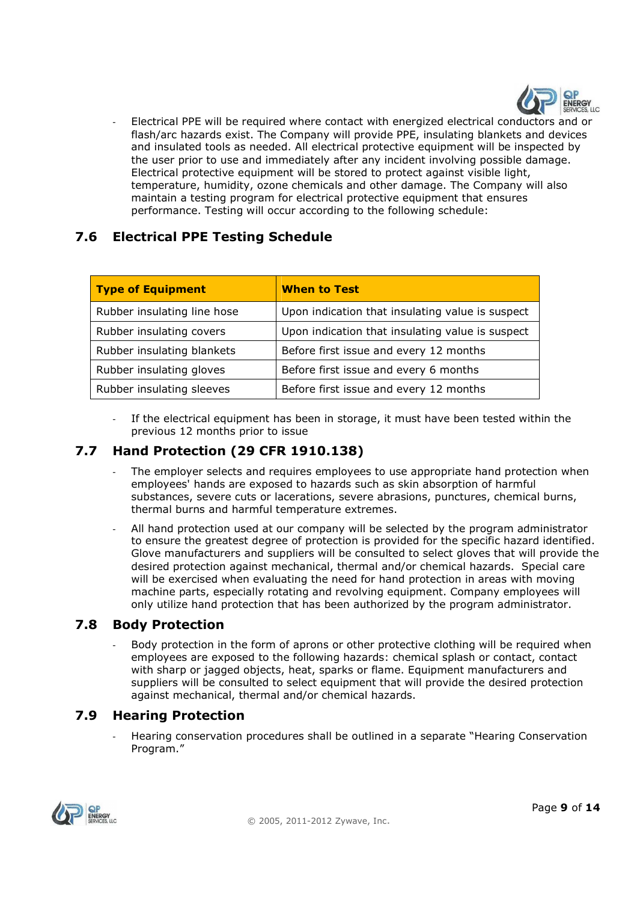- Electrical PPE will be required where contact with energized electrical conductors and or flash/arc hazards exist. The Company will provide PPE, insulating blankets and devices and insulated tools as needed. All electrical protective equipment will be inspected by the user prior to use and immediately after any incident involving possible damage. Electrical protective equipment will be stored to protect against visible light, temperature, humidity, ozone chemicals and other damage. The Company will also maintain a testing program for electrical protective equipment that ensures performance. Testing will occur according to the following schedule:

## 7.6 Electrical PPE Testing Schedule

| Type of Equipment | When to Test |
| --- | --- |
| Rubber insulating line hose | Upon indication that insulating value is suspect |
| Rubber insulating covers | Upon indication that insulating value is suspect |
| Rubber insulating blankets | Before first issue and every 12 months |
| Rubber insulating gloves | Before first issue and every 6 months |
| Rubber insulating sleeves | Before first issue and every 12 months |

- If the electrical equipment has been in storage, it must have been tested within the previous 12 months prior to issue

## 7.7 Hand Protection (29 CFR 1910.138)

- The employer selects and requires employees to use appropriate hand protection when employees' hands are exposed to hazards such as skin absorption of harmful substances, severe cuts or lacerations, severe abrasions, punctures, chemical burns, thermal burns and harmful temperature extremes.
- All hand protection used at our company will be selected by the program administrator to ensure the greatest degree of protection is provided for the specific hazard identified. Glove manufacturers and suppliers will be consulted to select gloves that will provide the desired protection against mechanical, thermal and/or chemical hazards. Special care will be exercised when evaluating the need for hand protection in areas with moving machine parts, especially rotating and revolving equipment. Company employees will only utilize hand protection that has been authorized by the program administrator.

## 7.8 Body Protection

- Body protection in the form of aprons or other protective clothing will be required when employees are exposed to the following hazards: chemical splash or contact, contact with sharp or jagged objects, heat, sparks or flame. Equipment manufacturers and suppliers will be consulted to select equipment that will provide the desired protection against mechanical, thermal and/or chemical hazards.

## 7.9 Hearing Protection

- Hearing conservation procedures shall be outlined in a separate "Hearing Conservation Program."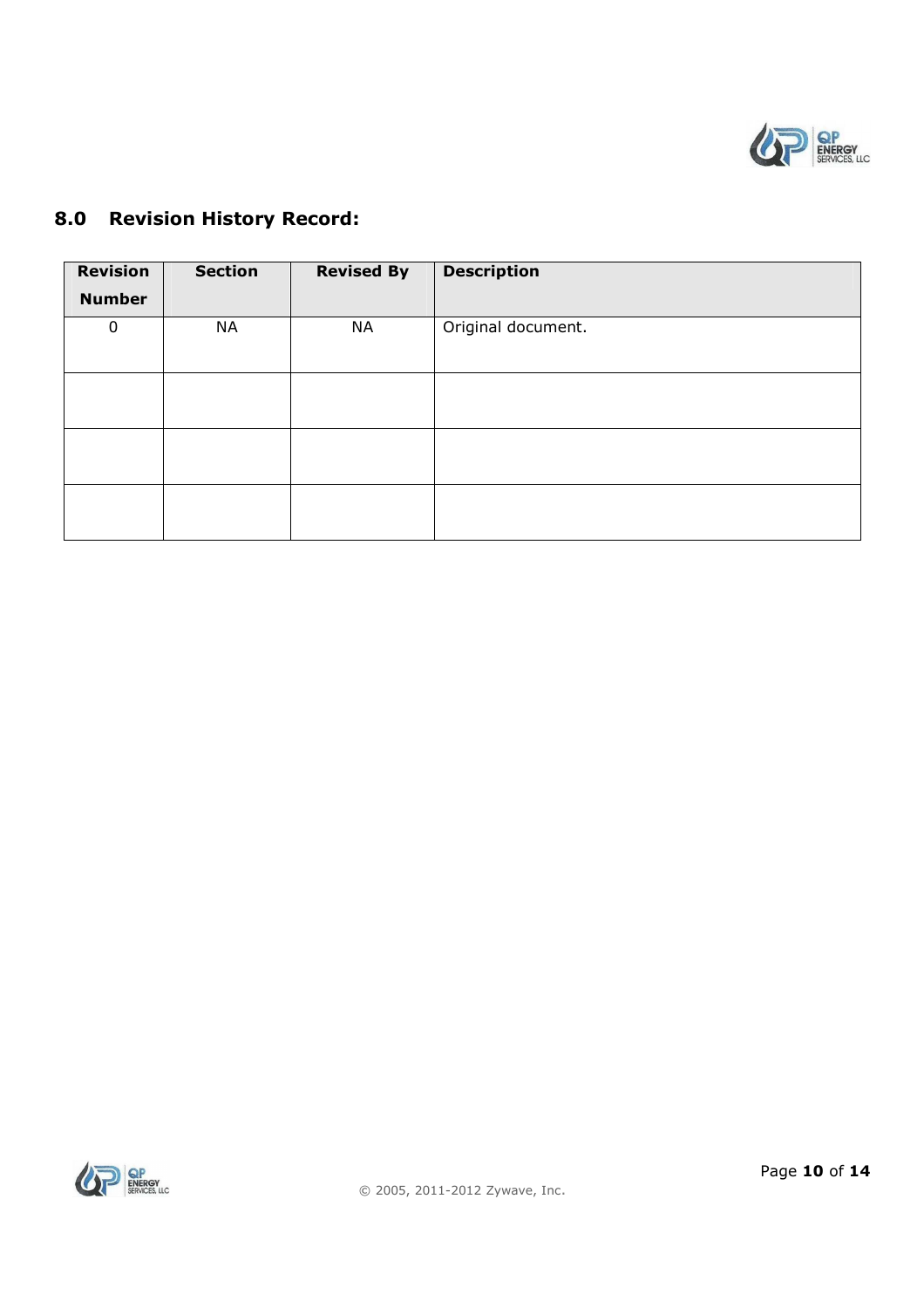## 8.0 Revision History Record:

| Revision Number | Section | Revised By | Description |
|---|---|---|---|
| 0 | NA | NA | Original document. |
| | | | |
| | | | |
| | | | |

© 2005, 2011-2012 Zywave, Inc.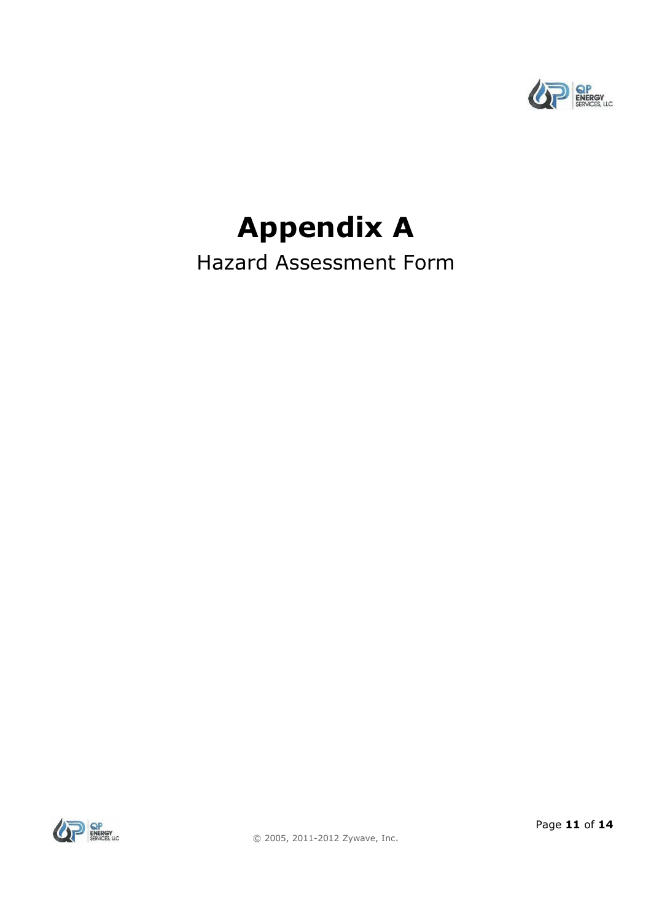# Appendix A

Hazard Assessment Form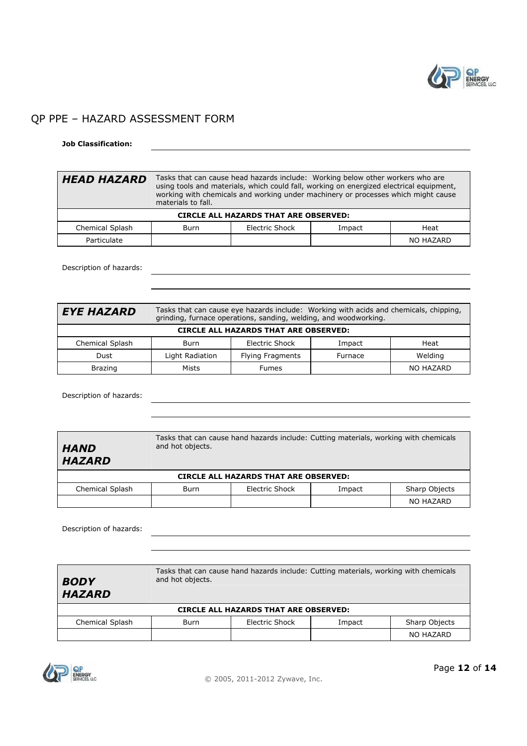## QP PPE – HAZARD ASSESSMENT FORM

**Job Classification:** \_\_\_\_\_\_\_\_\_\_\_\_\_\_\_\_\_\_\_\_\_\_\_\_\_\_\_\_\_\_\_\_\_\_\_\_\_\_\_\_

| ***HEAD HAZARD*** | Tasks that can cause head hazards include: Working below other workers who are using tools and materials, which could fall, working on energized electrical equipment, working with chemicals and working under machinery or processes which might cause materials to fall. | | | |
|---|---|---|---|---|
| **CIRCLE ALL HAZARDS THAT ARE OBSERVED:** | | | | |
| Chemical Splash | Burn | Electric Shock | Impact | Heat |
| Particulate | | | | NO HAZARD |

Description of hazards: \_\_\_\_\_\_\_\_\_\_\_\_\_\_\_\_\_\_\_\_\_\_\_\_\_\_\_\_\_\_\_\_\_\_\_\_\_\_\_\_

\_\_\_\_\_\_\_\_\_\_\_\_\_\_\_\_\_\_\_\_\_\_\_\_\_\_\_\_\_\_\_\_\_\_\_\_\_\_\_\_

| ***EYE HAZARD*** | Tasks that can cause eye hazards include: Working with acids and chemicals, chipping, grinding, furnace operations, sanding, welding, and woodworking. | | | |
|---|---|---|---|---|
| **CIRCLE ALL HAZARDS THAT ARE OBSERVED:** | | | | |
| Chemical Splash | Burn | Electric Shock | Impact | Heat |
| Dust | Light Radiation | Flying Fragments | Furnace | Welding |
| Brazing | Mists | Fumes | | NO HAZARD |

Description of hazards: \_\_\_\_\_\_\_\_\_\_\_\_\_\_\_\_\_\_\_\_\_\_\_\_\_\_\_\_\_\_\_\_\_\_\_\_\_\_\_\_

\_\_\_\_\_\_\_\_\_\_\_\_\_\_\_\_\_\_\_\_\_\_\_\_\_\_\_\_\_\_\_\_\_\_\_\_\_\_\_\_

| ***HAND HAZARD*** | Tasks that can cause hand hazards include: Cutting materials, working with chemicals and hot objects. | | | |
|---|---|---|---|---|
| **CIRCLE ALL HAZARDS THAT ARE OBSERVED:** | | | | |
| Chemical Splash | Burn | Electric Shock | Impact | Sharp Objects |
| | | | | NO HAZARD |

Description of hazards: \_\_\_\_\_\_\_\_\_\_\_\_\_\_\_\_\_\_\_\_\_\_\_\_\_\_\_\_\_\_\_\_\_\_\_\_\_\_\_\_

\_\_\_\_\_\_\_\_\_\_\_\_\_\_\_\_\_\_\_\_\_\_\_\_\_\_\_\_\_\_\_\_\_\_\_\_\_\_\_\_

| ***BODY HAZARD*** | Tasks that can cause hand hazards include: Cutting materials, working with chemicals and hot objects. | | | |
|---|---|---|---|---|
| **CIRCLE ALL HAZARDS THAT ARE OBSERVED:** | | | | |
| Chemical Splash | Burn | Electric Shock | Impact | Sharp Objects |
| | | | | NO HAZARD |

© 2005, 2011-2012 Zywave, Inc.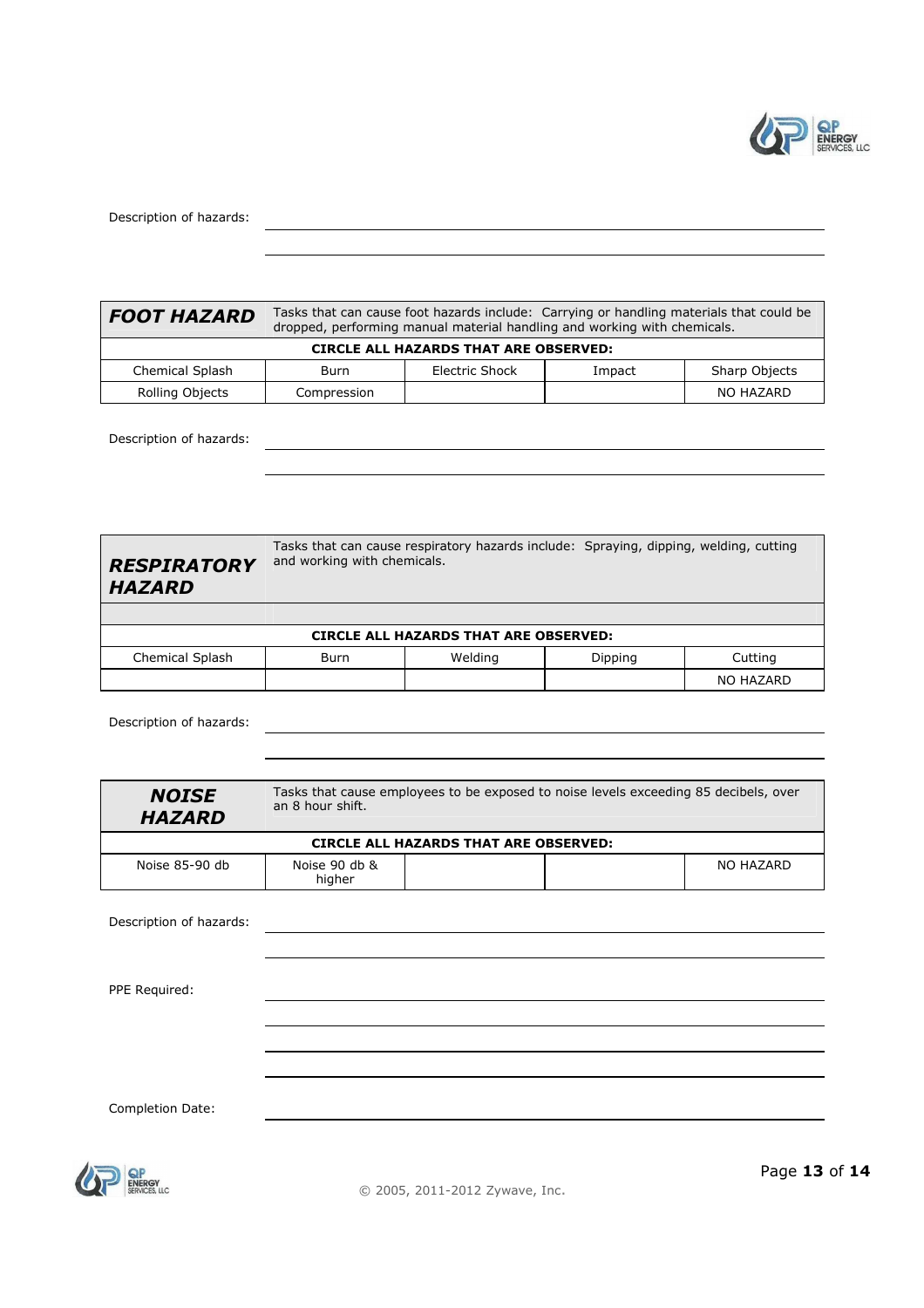Description of hazards: \_\_\_\_\_\_\_\_\_\_\_\_\_\_\_\_\_\_\_\_\_\_\_\_\_\_\_\_\_\_\_\_\_\_\_\_\_\_\_\_

| ***FOOT HAZARD*** | Tasks that can cause foot hazards include: Carrying or handling materials that could be dropped, performing manual material handling and working with chemicals. | | | |
|---|---|---|---|---|
| **CIRCLE ALL HAZARDS THAT ARE OBSERVED:** | | | | |
| Chemical Splash | Burn | Electric Shock | Impact | Sharp Objects |
| Rolling Objects | Compression | | | NO HAZARD |

Description of hazards: \_\_\_\_\_\_\_\_\_\_\_\_\_\_\_\_\_\_\_\_\_\_\_\_\_\_\_\_\_\_\_\_\_\_\_\_\_\_\_\_

| ***RESPIRATORY HAZARD*** | Tasks that can cause respiratory hazards include: Spraying, dipping, welding, cutting and working with chemicals. | | | |
|---|---|---|---|---|
| **CIRCLE ALL HAZARDS THAT ARE OBSERVED:** | | | | |
| Chemical Splash | Burn | Welding | Dipping | Cutting |
| | | | | NO HAZARD |

Description of hazards: \_\_\_\_\_\_\_\_\_\_\_\_\_\_\_\_\_\_\_\_\_\_\_\_\_\_\_\_\_\_\_\_\_\_\_\_\_\_\_\_

| ***NOISE HAZARD*** | Tasks that cause employees to be exposed to noise levels exceeding 85 decibels, over an 8 hour shift. | | | |
|---|---|---|---|---|
| **CIRCLE ALL HAZARDS THAT ARE OBSERVED:** | | | | |
| Noise 85-90 db | Noise 90 db & higher | | | NO HAZARD |

Description of hazards: \_\_\_\_\_\_\_\_\_\_\_\_\_\_\_\_\_\_\_\_\_\_\_\_\_\_\_\_\_\_\_\_\_\_\_\_\_\_\_\_

PPE Required: \_\_\_\_\_\_\_\_\_\_\_\_\_\_\_\_\_\_\_\_\_\_\_\_\_\_\_\_\_\_\_\_\_\_\_\_\_\_\_\_

Completion Date: \_\_\_\_\_\_\_\_\_\_\_\_\_\_\_\_\_\_\_\_\_\_\_\_\_\_\_\_\_\_\_\_\_\_\_\_\_\_\_\_

© 2005, 2011-2012 Zywave, Inc.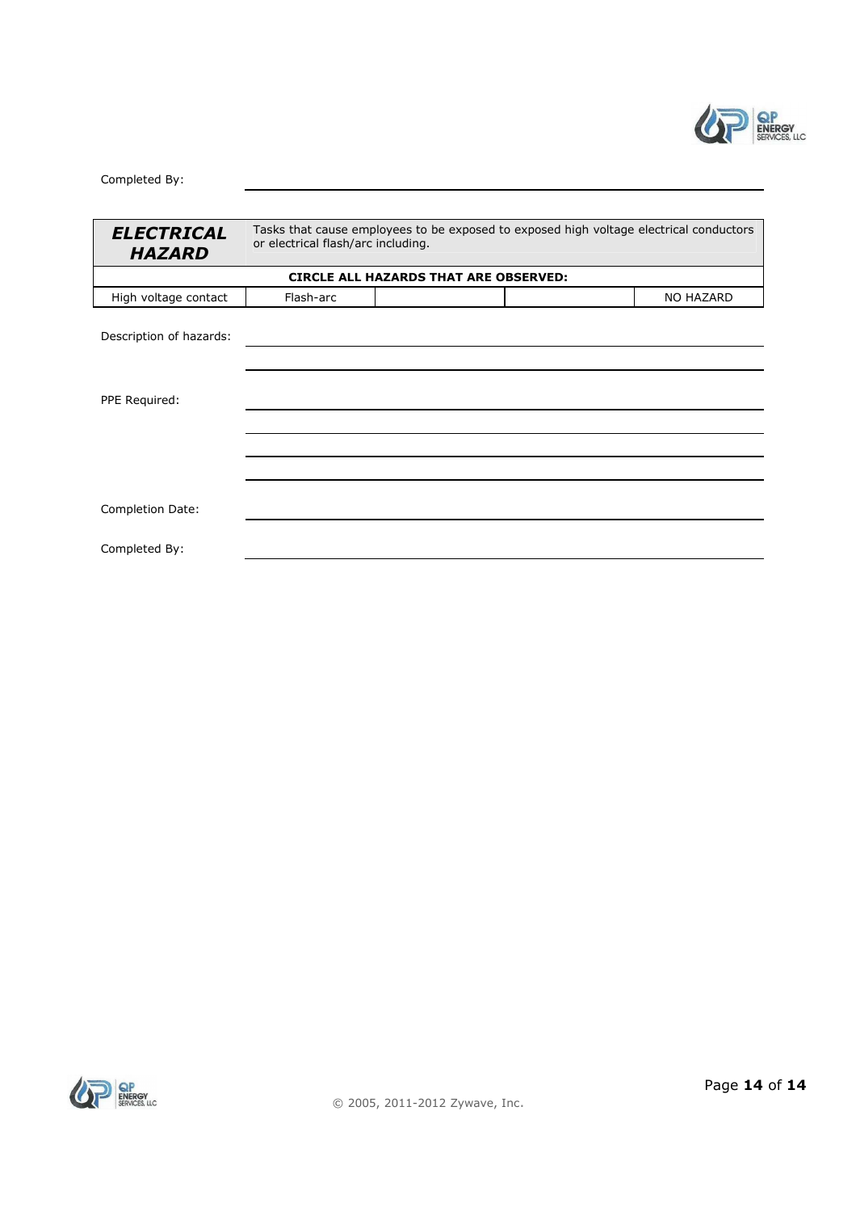Completed By: ____________________________________________

| **_ELECTRICAL HAZARD_** | Tasks that cause employees to be exposed to exposed high voltage electrical conductors or electrical flash/arc including. | | | |
|---|---|---|---|---|
| **CIRCLE ALL HAZARDS THAT ARE OBSERVED:** | | | | |
| High voltage contact | Flash-arc | | | NO HAZARD |

Description of hazards: ____________________________________________

____________________________________________

PPE Required: ____________________________________________

____________________________________________

____________________________________________

____________________________________________

Completion Date: ____________________________________________

Completed By: ____________________________________________

© 2005, 2011-2012 Zywave, Inc.